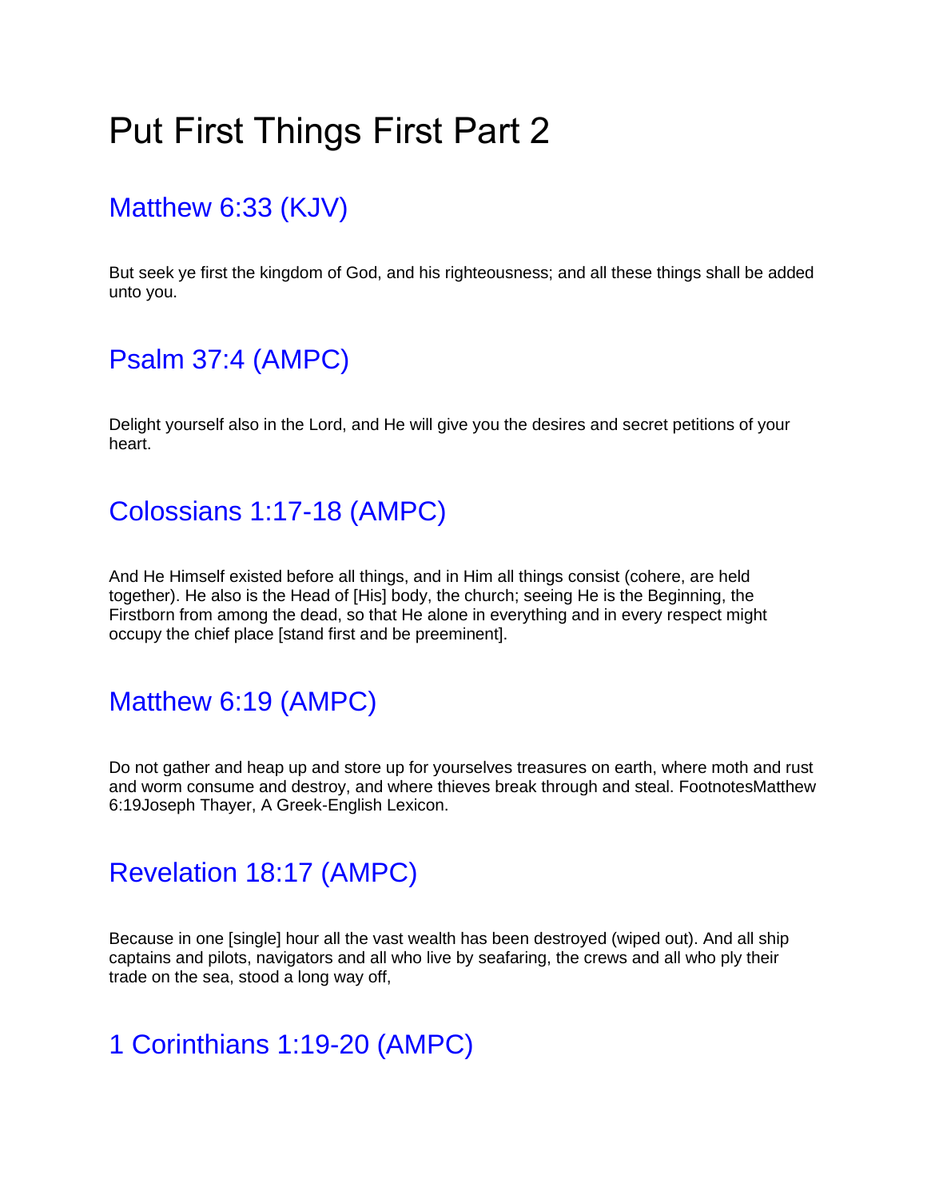# Put First Things First Part 2

## Matthew 6:33 (KJV)

But seek ye first the kingdom of God, and his righteousness; and all these things shall be added unto you.

## Psalm 37:4 (AMPC)

Delight yourself also in the Lord, and He will give you the desires and secret petitions of your heart.

## Colossians 1:17-18 (AMPC)

And He Himself existed before all things, and in Him all things consist (cohere, are held together). He also is the Head of [His] body, the church; seeing He is the Beginning, the Firstborn from among the dead, so that He alone in everything and in every respect might occupy the chief place [stand first and be preeminent].

## Matthew 6:19 (AMPC)

Do not gather and heap up and store up for yourselves treasures on earth, where moth and rust and worm consume and destroy, and where thieves break through and steal. FootnotesMatthew 6:19Joseph Thayer, A Greek-English Lexicon.

## Revelation 18:17 (AMPC)

Because in one [single] hour all the vast wealth has been destroyed (wiped out). And all ship captains and pilots, navigators and all who live by seafaring, the crews and all who ply their trade on the sea, stood a long way off,

## 1 Corinthians 1:19-20 (AMPC)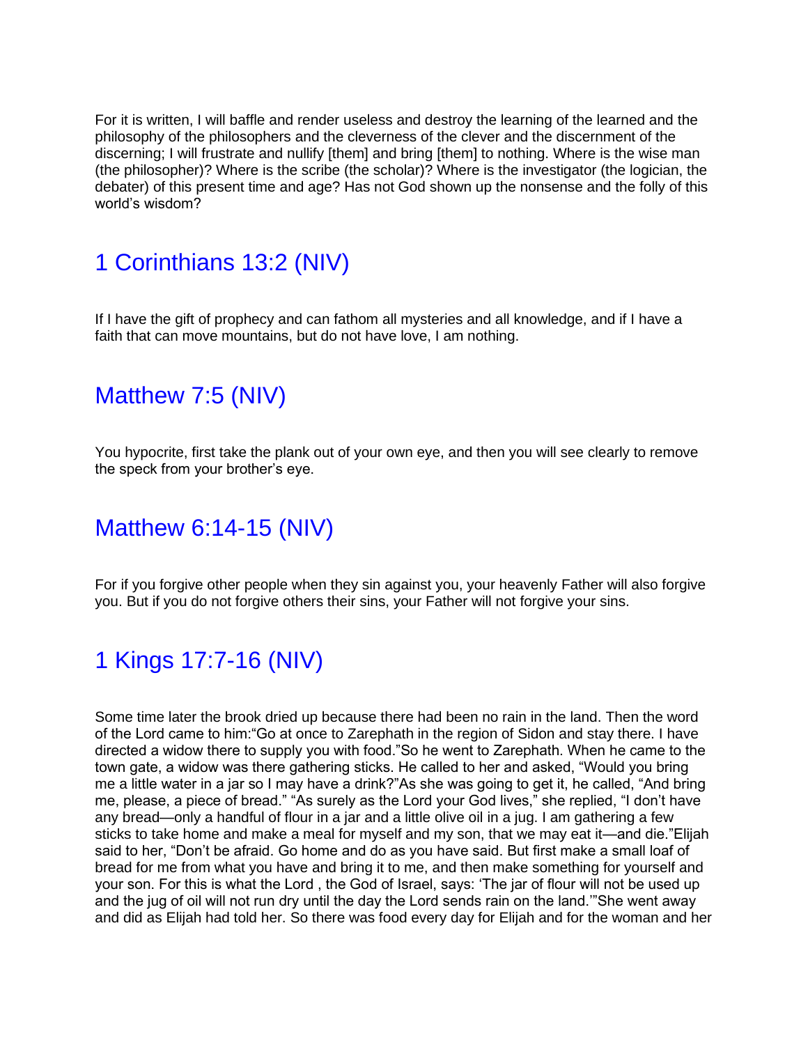For it is written, I will baffle and render useless and destroy the learning of the learned and the philosophy of the philosophers and the cleverness of the clever and the discernment of the discerning; I will frustrate and nullify [them] and bring [them] to nothing. Where is the wise man (the philosopher)? Where is the scribe (the scholar)? Where is the investigator (the logician, the debater) of this present time and age? Has not God shown up the nonsense and the folly of this world's wisdom?

## 1 Corinthians 13:2 (NIV)

If I have the gift of prophecy and can fathom all mysteries and all knowledge, and if I have a faith that can move mountains, but do not have love, I am nothing.

## Matthew 7:5 (NIV)

You hypocrite, first take the plank out of your own eye, and then you will see clearly to remove the speck from your brother's eye.

## Matthew 6:14-15 (NIV)

For if you forgive other people when they sin against you, your heavenly Father will also forgive you. But if you do not forgive others their sins, your Father will not forgive your sins.

## 1 Kings 17:7-16 (NIV)

Some time later the brook dried up because there had been no rain in the land. Then the word of the Lord came to him:"Go at once to Zarephath in the region of Sidon and stay there. I have directed a widow there to supply you with food."So he went to Zarephath. When he came to the town gate, a widow was there gathering sticks. He called to her and asked, "Would you bring me a little water in a jar so I may have a drink?"As she was going to get it, he called, "And bring me, please, a piece of bread." "As surely as the Lord your God lives," she replied, "I don't have any bread—only a handful of flour in a jar and a little olive oil in a jug. I am gathering a few sticks to take home and make a meal for myself and my son, that we may eat it—and die."Elijah said to her, "Don't be afraid. Go home and do as you have said. But first make a small loaf of bread for me from what you have and bring it to me, and then make something for yourself and your son. For this is what the Lord , the God of Israel, says: 'The jar of flour will not be used up and the jug of oil will not run dry until the day the Lord sends rain on the land.'"She went away and did as Elijah had told her. So there was food every day for Elijah and for the woman and her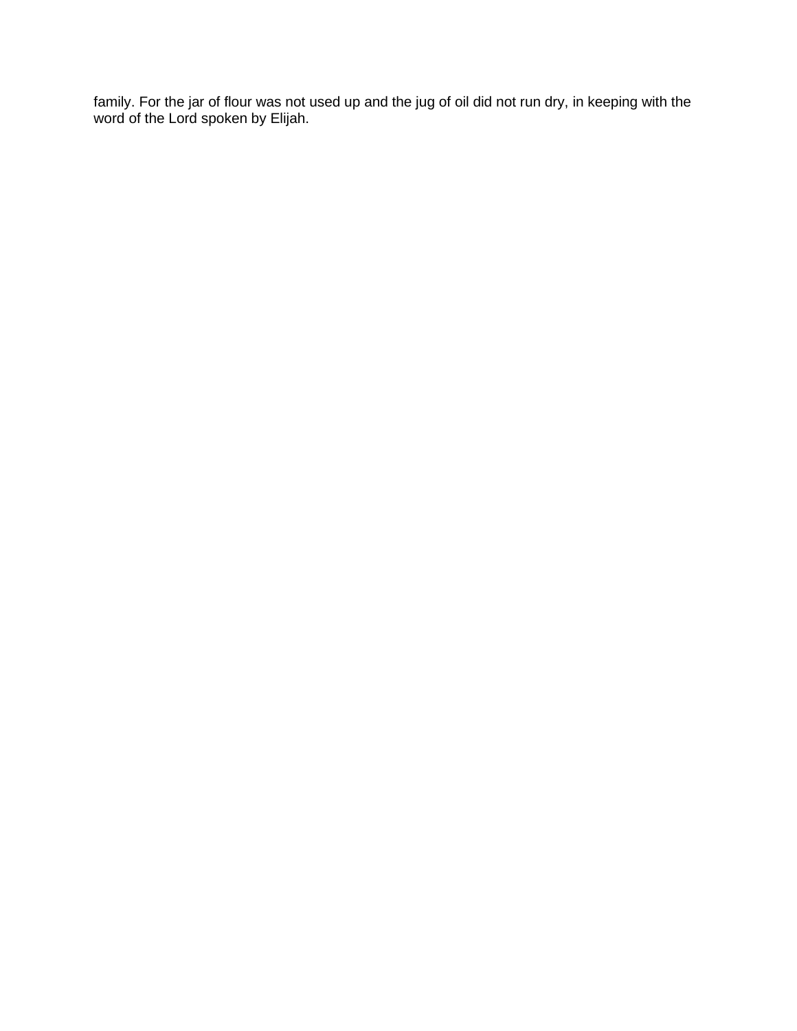family. For the jar of flour was not used up and the jug of oil did not run dry, in keeping with the word of the Lord spoken by Elijah.